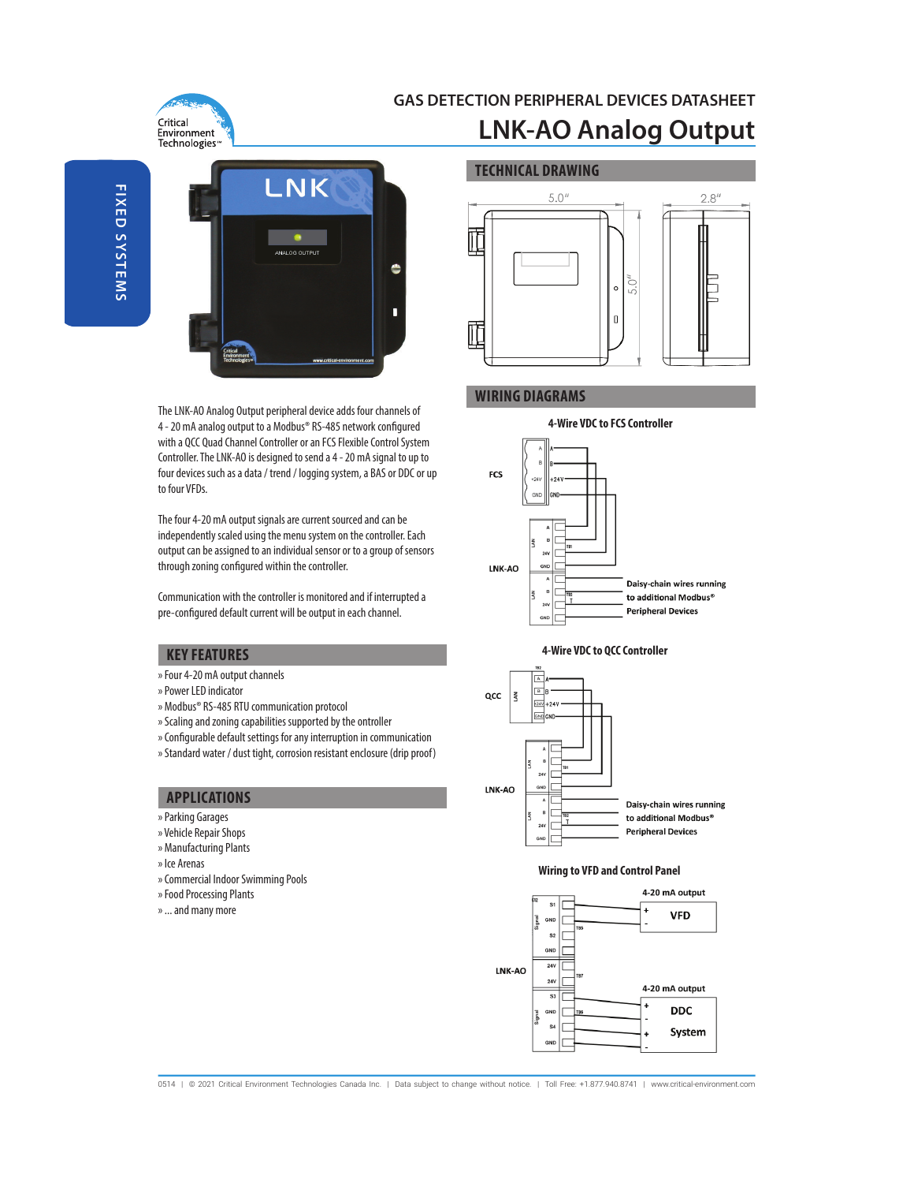GAS DETECTION PERIPHERAL DEVICES DATASHEET

# LNK-AO Analog Output

FIXED SYSTEMS

The LNK-AO Analog Output peripheral device adds four channels of 4 - 20 mA analog output to a Modbus® RS-485 network configured with a QCC Quad Channel Controller or an FCS Flexible Control System Controller. The LNK-AO is designed to send a 4 - 20 mA signal to up to four devices such as a data / trend / logging system, a BAS or DDC or up to four VFDs.

The four 4-20 mA output signals are current sourced and can be independently scaled using the menu system on the controller. Each output can be assigned to an individual sensor or to a group of sensors through zoning configured within the controller.

Communication with the controller is monitored and if interrupted a pre-configured default current will be output in each channel.

## KEY FEATURES

- » Four 4-20 mA output channels
- » Power LED indicator
- » Modbus® RS-485 RTU communication protocol
- » Scaling and zoning capabilities supported by the controller
- » Configurable default settings for any interruption in communication
- » Standard water / dust tight, corrosion resistant enclosure (drip proof)

## APPLICATIONS

- » Parking Garages
- » Vehicle Repair Shops
- » Manufacturing Plants
- » Ice Arenas
- » Commercial Indoor Swimming Pools
- » Food Processing Plants
- » ... and many more

## TECHNICAL DRAWING

5.0″ × 5.0″ × 2.8″

## WIRING DIAGRAMS

### 4-Wire VDC to FCS Controller

FCS: A, B, +24V, GND

LNK-AO: LAN A, B, 24V, GND (T81); LAN A, B, 24V, GND (T82)

Daisy-chain wires running to additional Modbus® Peripheral Devices

### 4-Wire VDC to QCC Controller

QCC: LAN A, B, +24V, GND (T82)

LNK-AO: LAN A, B, 24V, GND (T81); LAN A, B, 24V, GND (T82)

Daisy-chain wires running to additional Modbus® Peripheral Devices

### Wiring to VFD and Control Panel

LNK-AO: Signal S1, GND, S2, GND (T85); 24V, 24V (T87); Signal S3, GND, S4, GND (T86)

4-20 mA output: + / - VFD

4-20 mA output: + / - / + / - DDC System

0514 | © 2021 Critical Environment Technologies Canada Inc. | Data subject to change without notice. | Toll Free: +1.877.940.8741 | www.critical-environment.com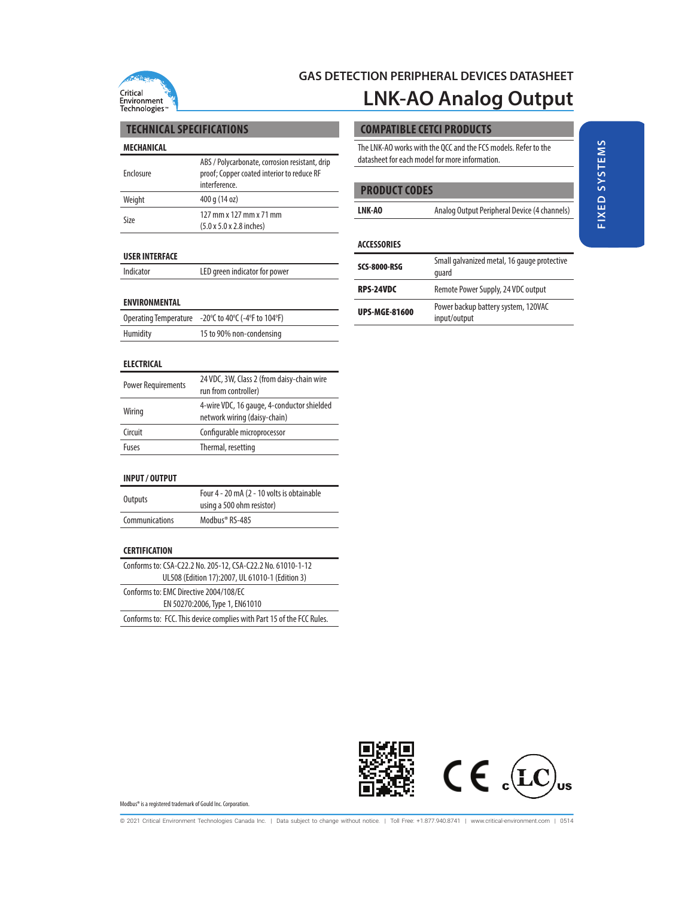GAS DETECTION PERIPHERAL DEVICES DATASHEET

# LNK-AO Analog Output

FIXED SYSTEMS

## TECHNICAL SPECIFICATIONS

### MECHANICAL

| | |
|---|---|
| Enclosure | ABS / Polycarbonate, corrosion resistant, drip proof; Copper coated interior to reduce RF interference. |
| Weight | 400 g (14 oz) |
| Size | 127 mm x 127 mm x 71 mm (5.0 x 5.0 x 2.8 inches) |

### USER INTERFACE

| | |
|---|---|
| Indicator | LED green indicator for power |

### ENVIRONMENTAL

| | |
|---|---|
| Operating Temperature | -20ºC to 40ºC (-4ºF to 104ºF) |
| Humidity | 15 to 90% non-condensing |

### ELECTRICAL

| | |
|---|---|
| Power Requirements | 24 VDC, 3W, Class 2 (from daisy-chain wire run from controller) |
| Wiring | 4-wire VDC, 16 gauge, 4-conductor shielded network wiring (daisy-chain) |
| Circuit | Configurable microprocessor |
| Fuses | Thermal, resetting |

### INPUT / OUTPUT

| | |
|---|---|
| Outputs | Four 4 - 20 mA (2 - 10 volts is obtainable using a 500 ohm resistor) |
| Communications | Modbus® RS-485 |

### CERTIFICATION

| |
|---|
| Conforms to: CSA-C22.2 No. 205-12, CSA-C22.2 No. 61010-1-12 UL508 (Edition 17):2007, UL 61010-1 (Edition 3) |
| Conforms to: EMC Directive 2004/108/EC EN 50270:2006, Type 1, EN61010 |
| Conforms to: FCC. This device complies with Part 15 of the FCC Rules. |

## COMPATIBLE CETCI PRODUCTS

The LNK-AO works with the QCC and the FCS models. Refer to the datasheet for each model for more information.

## PRODUCT CODES

| | |
|---|---|
| **LNK-AO** | Analog Output Peripheral Device (4 channels) |

### ACCESSORIES

| | |
|---|---|
| **SCS-8000-RSG** | Small galvanized metal, 16 gauge protective guard |
| **RPS-24VDC** | Remote Power Supply, 24 VDC output |
| **UPS-MGE-81600** | Power backup battery system, 120VAC input/output |

Modbus® is a registered trademark of Gould Inc. Corporation.

© 2021 Critical Environment Technologies Canada Inc. | Data subject to change without notice. | Toll Free: +1.877.940.8741 | www.critical-environment.com | 0514